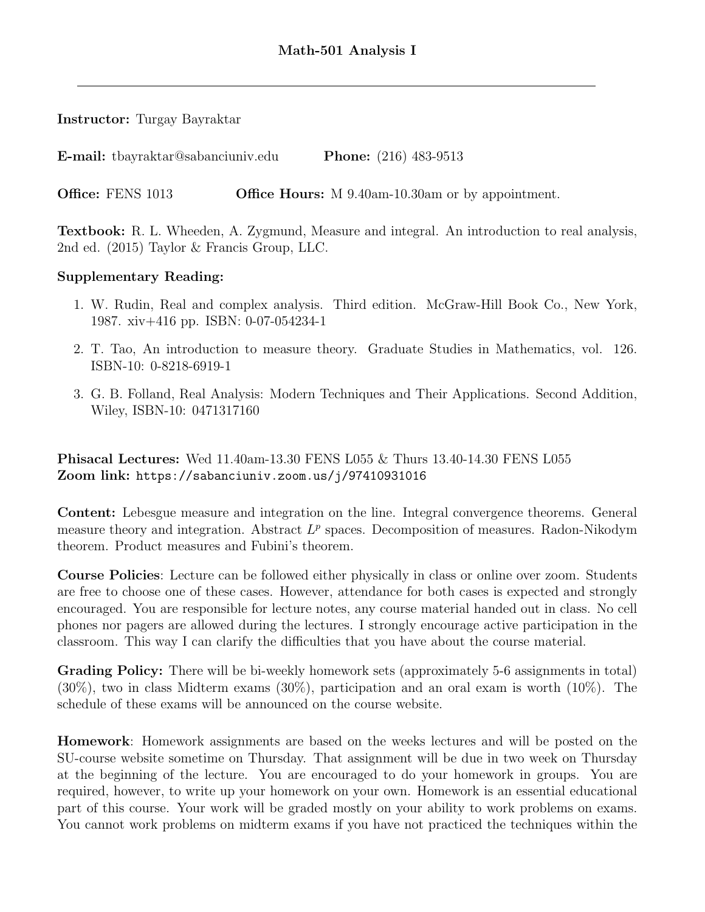# Math-501 Analysis I

---

**Instructor:** Turgay Bayraktar

**E-mail:** tbayraktar@sabanciuniv.edu **Phone:** (216) 483-9513

**Office:** FENS 1013 **Office Hours:** M 9.40am-10.30am or by appointment.

**Textbook:** R. L. Wheeden, A. Zygmund, Measure and integral. An introduction to real analysis, 2nd ed. (2015) Taylor & Francis Group, LLC.

**Supplementary Reading:**

1. W. Rudin, Real and complex analysis. Third edition. McGraw-Hill Book Co., New York, 1987. xiv+416 pp. ISBN: 0-07-054234-1
2. T. Tao, An introduction to measure theory. Graduate Studies in Mathematics, vol. 126. ISBN-10: 0-8218-6919-1
3. G. B. Folland, Real Analysis: Modern Techniques and Their Applications. Second Addition, Wiley, ISBN-10: 0471317160

**Phisacal Lectures:** Wed 11.40am-13.30 FENS L055 & Thurs 13.40-14.30 FENS L055
**Zoom link:** `https://sabanciuniv.zoom.us/j/97410931016`

**Content:** Lebesgue measure and integration on the line. Integral convergence theorems. General measure theory and integration. Abstract $L^p$ spaces. Decomposition of measures. Radon-Nikodym theorem. Product measures and Fubini's theorem.

**Course Policies**: Lecture can be followed either physically in class or online over zoom. Students are free to choose one of these cases. However, attendance for both cases is expected and strongly encouraged. You are responsible for lecture notes, any course material handed out in class. No cell phones nor pagers are allowed during the lectures. I strongly encourage active participation in the classroom. This way I can clarify the difficulties that you have about the course material.

**Grading Policy:** There will be bi-weekly homework sets (approximately 5-6 assignments in total) (30%), two in class Midterm exams (30%), participation and an oral exam is worth (10%). The schedule of these exams will be announced on the course website.

**Homework**: Homework assignments are based on the weeks lectures and will be posted on the SU-course website sometime on Thursday. That assignment will be due in two week on Thursday at the beginning of the lecture. You are encouraged to do your homework in groups. You are required, however, to write up your homework on your own. Homework is an essential educational part of this course. Your work will be graded mostly on your ability to work problems on exams. You cannot work problems on midterm exams if you have not practiced the techniques within the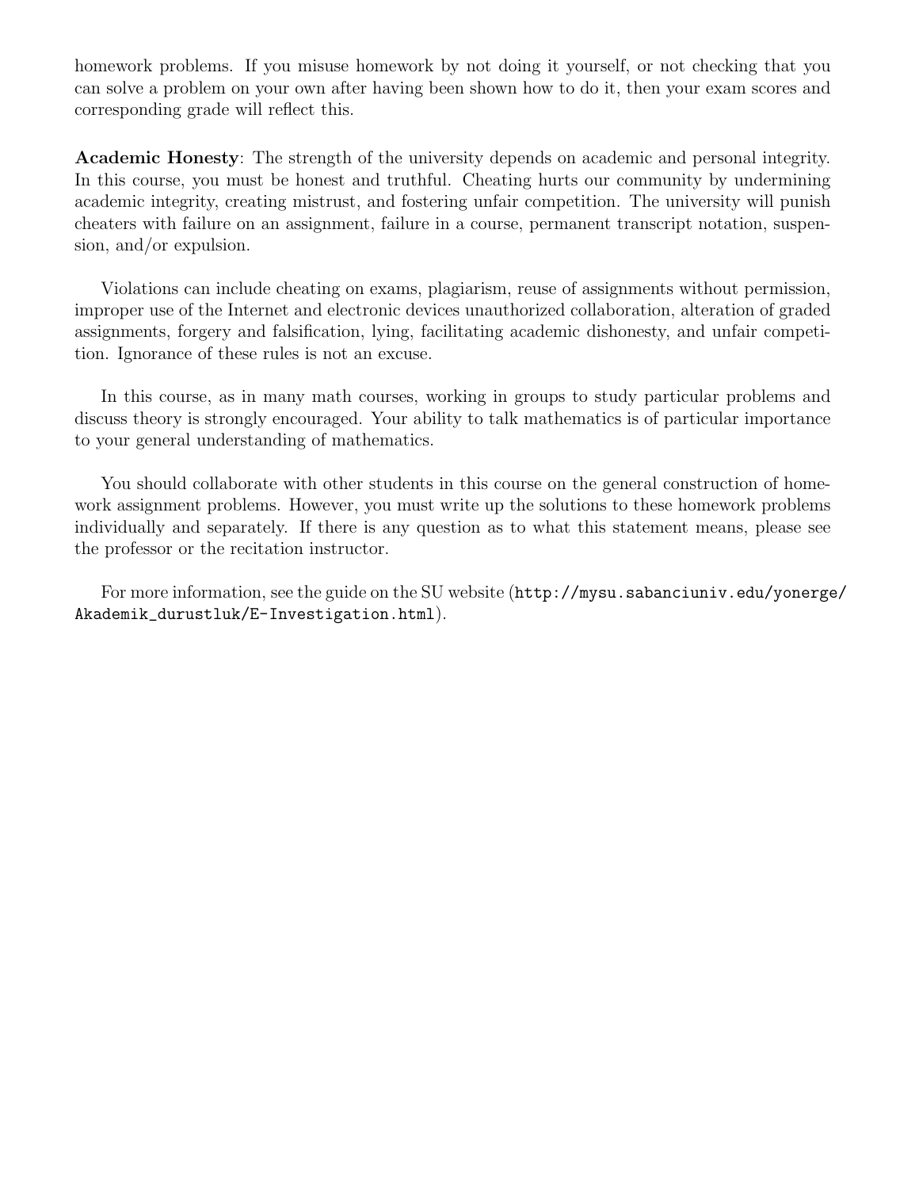homework problems. If you misuse homework by not doing it yourself, or not checking that you can solve a problem on your own after having been shown how to do it, then your exam scores and corresponding grade will reflect this.

**Academic Honesty**: The strength of the university depends on academic and personal integrity. In this course, you must be honest and truthful. Cheating hurts our community by undermining academic integrity, creating mistrust, and fostering unfair competition. The university will punish cheaters with failure on an assignment, failure in a course, permanent transcript notation, suspension, and/or expulsion.

Violations can include cheating on exams, plagiarism, reuse of assignments without permission, improper use of the Internet and electronic devices unauthorized collaboration, alteration of graded assignments, forgery and falsification, lying, facilitating academic dishonesty, and unfair competition. Ignorance of these rules is not an excuse.

In this course, as in many math courses, working in groups to study particular problems and discuss theory is strongly encouraged. Your ability to talk mathematics is of particular importance to your general understanding of mathematics.

You should collaborate with other students in this course on the general construction of homework assignment problems. However, you must write up the solutions to these homework problems individually and separately. If there is any question as to what this statement means, please see the professor or the recitation instructor.

For more information, see the guide on the SU website (`http://mysu.sabanciuniv.edu/yonerge/Akademik_durustluk/E-Investigation.html`).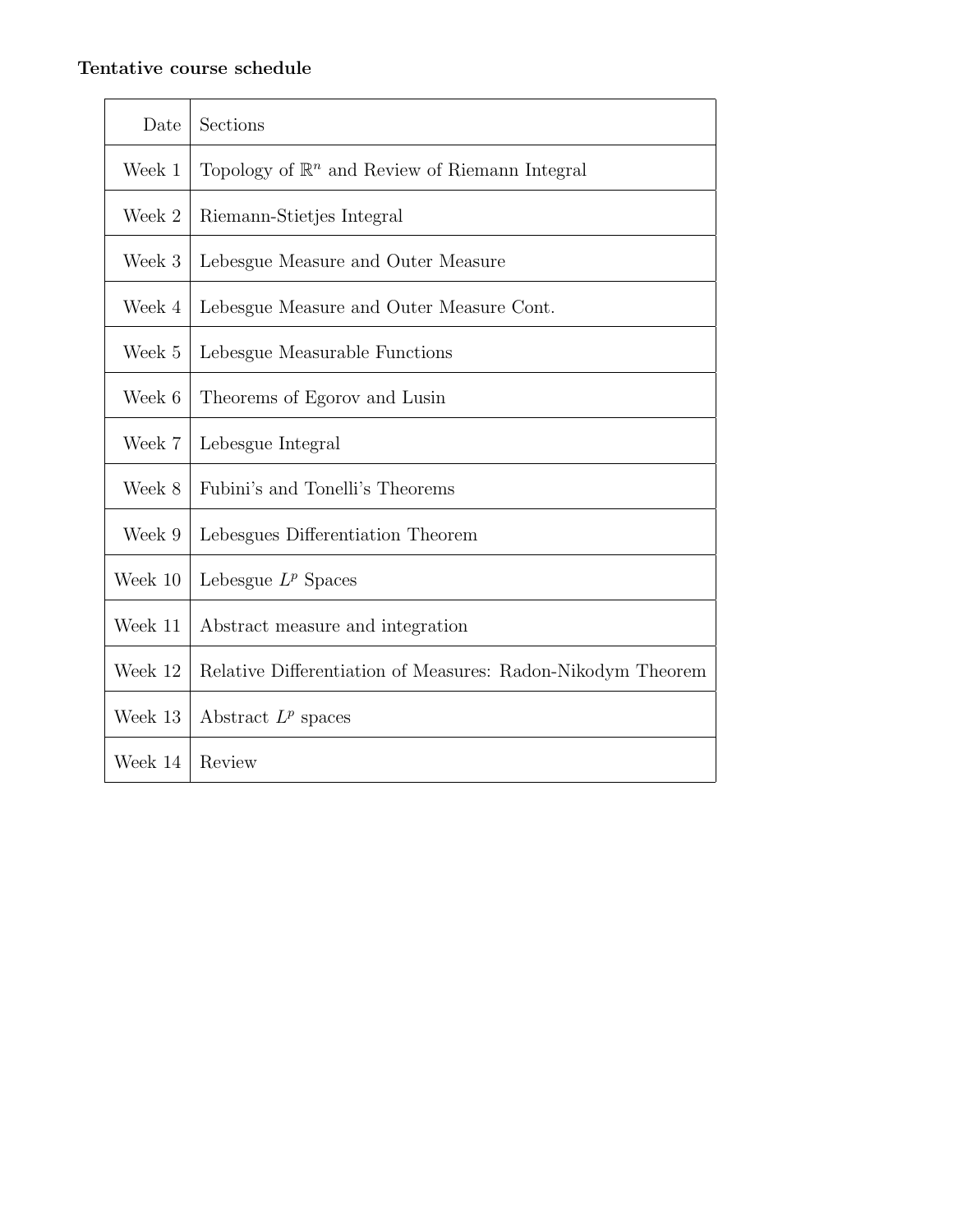**Tentative course schedule**

| Date | Sections |
|---|---|
| Week 1 | Topology of $\mathbb{R}^n$ and Review of Riemann Integral |
| Week 2 | Riemann-Stietjes Integral |
| Week 3 | Lebesgue Measure and Outer Measure |
| Week 4 | Lebesgue Measure and Outer Measure Cont. |
| Week 5 | Lebesgue Measurable Functions |
| Week 6 | Theorems of Egorov and Lusin |
| Week 7 | Lebesgue Integral |
| Week 8 | Fubini's and Tonelli's Theorems |
| Week 9 | Lebesgues Differentiation Theorem |
| Week 10 | Lebesgue $L^p$ Spaces |
| Week 11 | Abstract measure and integration |
| Week 12 | Relative Differentiation of Measures: Radon-Nikodym Theorem |
| Week 13 | Abstract $L^p$ spaces |
| Week 14 | Review |